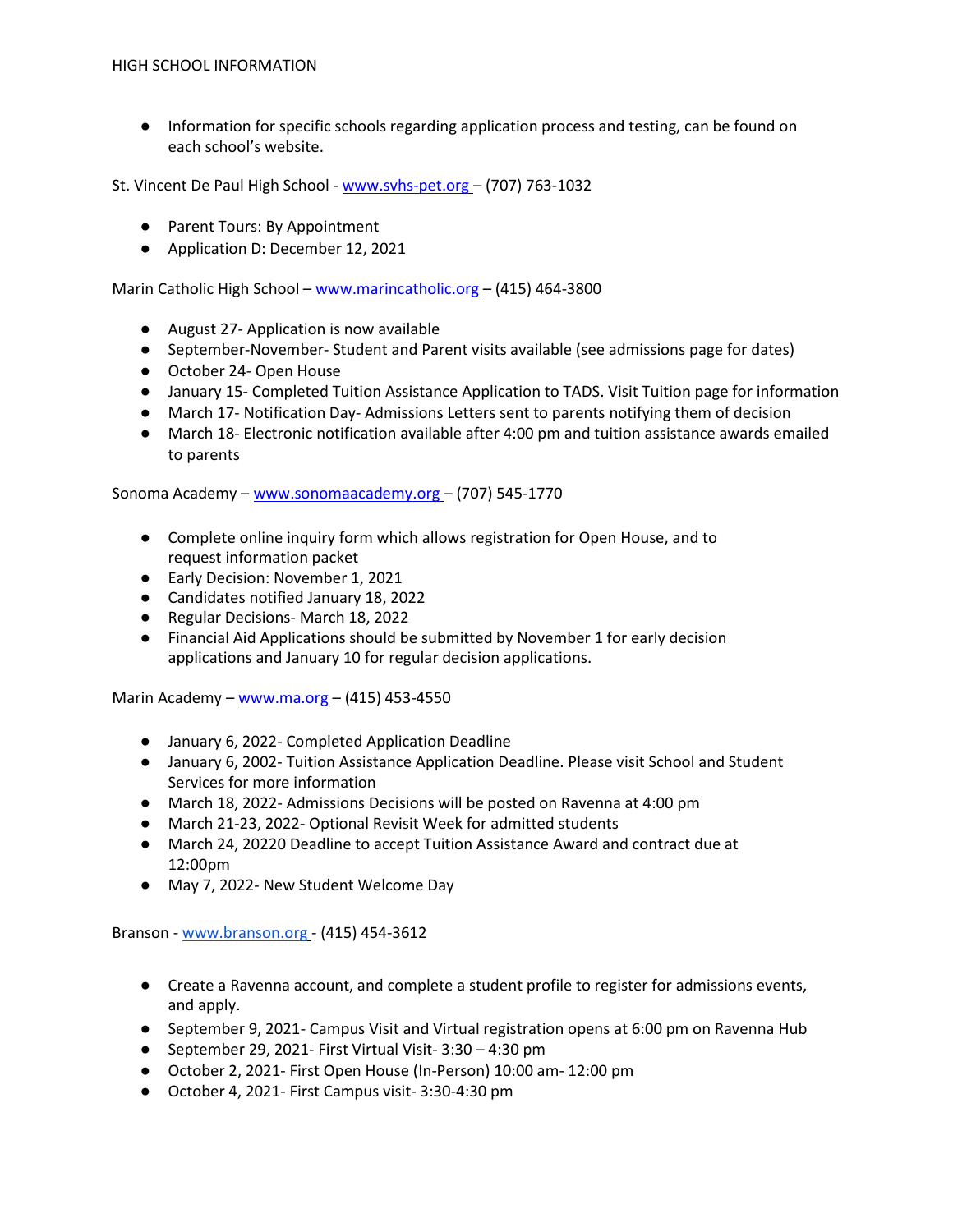HIGH SCHOOL INFORMATION

- Information for specific schools regarding application process and testing, can be found on each school's website.

St. Vincent De Paul High School - www.svhs-pet.org – (707) 763-1032

- Parent Tours: By Appointment
- Application D: December 12, 2021

Marin Catholic High School – www.marincatholic.org – (415) 464-3800

- August 27- Application is now available
- September-November- Student and Parent visits available (see admissions page for dates)
- October 24- Open House
- January 15- Completed Tuition Assistance Application to TADS. Visit Tuition page for information
- March 17- Notification Day- Admissions Letters sent to parents notifying them of decision
- March 18- Electronic notification available after 4:00 pm and tuition assistance awards emailed to parents

Sonoma Academy – www.sonomaacademy.org – (707) 545-1770

- Complete online inquiry form which allows registration for Open House, and to request information packet
- Early Decision: November 1, 2021
- Candidates notified January 18, 2022
- Regular Decisions- March 18, 2022
- Financial Aid Applications should be submitted by November 1 for early decision applications and January 10 for regular decision applications.

Marin Academy – www.ma.org – (415) 453-4550

- January 6, 2022- Completed Application Deadline
- January 6, 2002- Tuition Assistance Application Deadline. Please visit School and Student Services for more information
- March 18, 2022- Admissions Decisions will be posted on Ravenna at 4:00 pm
- March 21-23, 2022- Optional Revisit Week for admitted students
- March 24, 20220 Deadline to accept Tuition Assistance Award and contract due at 12:00pm
- May 7, 2022- New Student Welcome Day

Branson - www.branson.org - (415) 454-3612

- Create a Ravenna account, and complete a student profile to register for admissions events, and apply.
- September 9, 2021- Campus Visit and Virtual registration opens at 6:00 pm on Ravenna Hub
- September 29, 2021- First Virtual Visit- 3:30 – 4:30 pm
- October 2, 2021- First Open House (In-Person) 10:00 am- 12:00 pm
- October 4, 2021- First Campus visit- 3:30-4:30 pm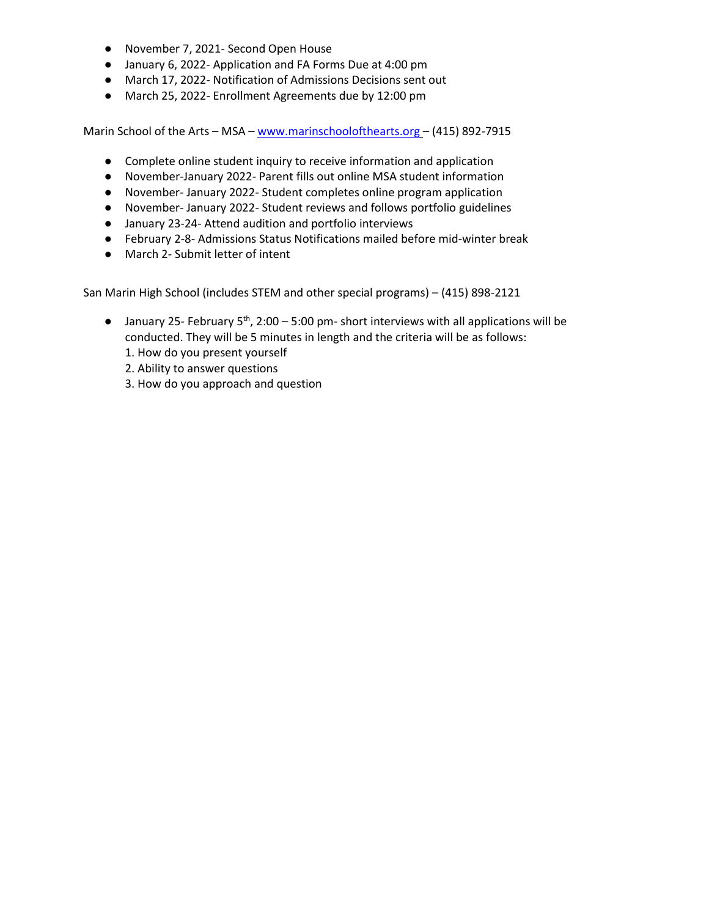- November 7, 2021- Second Open House
- January 6, 2022- Application and FA Forms Due at 4:00 pm
- March 17, 2022- Notification of Admissions Decisions sent out
- March 25, 2022- Enrollment Agreements due by 12:00 pm

Marin School of the Arts – MSA – [www.marinschoolofthearts.org](http://www.marinschoolofthearts.org) – (415) 892-7915

- Complete online student inquiry to receive information and application
- November-January 2022- Parent fills out online MSA student information
- November- January 2022- Student completes online program application
- November- January 2022- Student reviews and follows portfolio guidelines
- January 23-24- Attend audition and portfolio interviews
- February 2-8- Admissions Status Notifications mailed before mid-winter break
- March 2- Submit letter of intent

San Marin High School (includes STEM and other special programs) – (415) 898-2121

- January 25- February 5th, 2:00 – 5:00 pm- short interviews with all applications will be conducted. They will be 5 minutes in length and the criteria will be as follows:
  1. How do you present yourself
  2. Ability to answer questions
  3. How do you approach and question